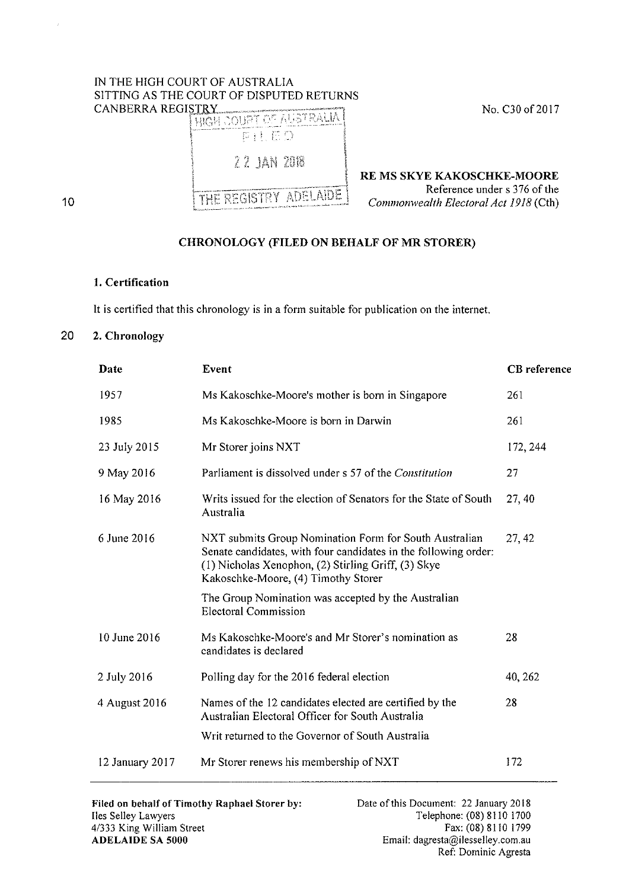IN THE HIGH COURT OF AUSTRALIA
SITTING AS THE COURT OF DISPUTED RETURNS
CANBERRA REGISTRY

No. C30 of 2017

HIGH COURT OF AUSTRALIA
FILED
22 JAN 2018
THE REGISTRY ADELAIDE

**RE MS SKYE KAKOSCHKE-MOORE**
Reference under s 376 of the *Commonwealth Electoral Act 1918* (Cth)

## CHRONOLOGY (FILED ON BEHALF OF MR STORER)

### 1. Certification

It is certified that this chronology is in a form suitable for publication on the internet.

### 2. Chronology

| Date | Event | CB reference |
|---|---|---|
| 1957 | Ms Kakoschke-Moore's mother is born in Singapore | 261 |
| 1985 | Ms Kakoschke-Moore is born in Darwin | 261 |
| 23 July 2015 | Mr Storer joins NXT | 172, 244 |
| 9 May 2016 | Parliament is dissolved under s 57 of the *Constitution* | 27 |
| 16 May 2016 | Writs issued for the election of Senators for the State of South Australia | 27, 40 |
| 6 June 2016 | NXT submits Group Nomination Form for South Australian Senate candidates, with four candidates in the following order: (1) Nicholas Xenophon, (2) Stirling Griff, (3) Skye Kakoschke-Moore, (4) Timothy Storer<br><br>The Group Nomination was accepted by the Australian Electoral Commission | 27, 42 |
| 10 June 2016 | Ms Kakoschke-Moore's and Mr Storer's nomination as candidates is declared | 28 |
| 2 July 2016 | Polling day for the 2016 federal election | 40, 262 |
| 4 August 2016 | Names of the 12 candidates elected are certified by the Australian Electoral Officer for South Australia<br><br>Writ returned to the Governor of South Australia | 28 |
| 12 January 2017 | Mr Storer renews his membership of NXT | 172 |

**Filed on behalf of Timothy Raphael Storer by:**
Iles Selley Lawyers
4/333 King William Street
**ADELAIDE SA 5000**

Date of this Document: 22 January 2018
Telephone: (08) 8110 1700
Fax: (08) 8110 1799
Email: dagresta@ilesselley.com.au
Ref: Dominic Agresta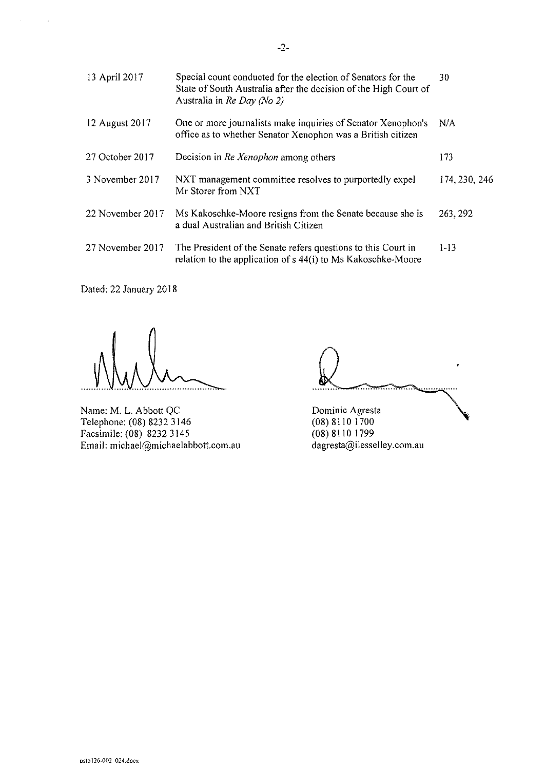| | | |
|---|---|---|
| 13 April 2017 | Special count conducted for the election of Senators for the State of South Australia after the decision of the High Court of Australia in *Re Day (No 2)* | 30 |
| 12 August 2017 | One or more journalists make inquiries of Senator Xenophon's office as to whether Senator Xenophon was a British citizen | N/A |
| 27 October 2017 | Decision in *Re Xenophon* among others | 173 |
| 3 November 2017 | NXT management committee resolves to purportedly expel Mr Storer from NXT | 174, 230, 246 |
| 22 November 2017 | Ms Kakoschke-Moore resigns from the Senate because she is a dual Australian and British Citizen | 263, 292 |
| 27 November 2017 | The President of the Senate refers questions to this Court in relation to the application of s 44(i) to Ms Kakoschke-Moore | 1-13 |

Dated: 22 January 2018

Name: M. L. Abbott QC
Telephone: (08) 8232 3146
Facsimile: (08) 8232 3145
Email: michael@michaelabbott.com.au

Dominic Agresta
(08) 8110 1700
(08) 8110 1799
dagresta@ilesselley.com.au

psto126-002 024.docx